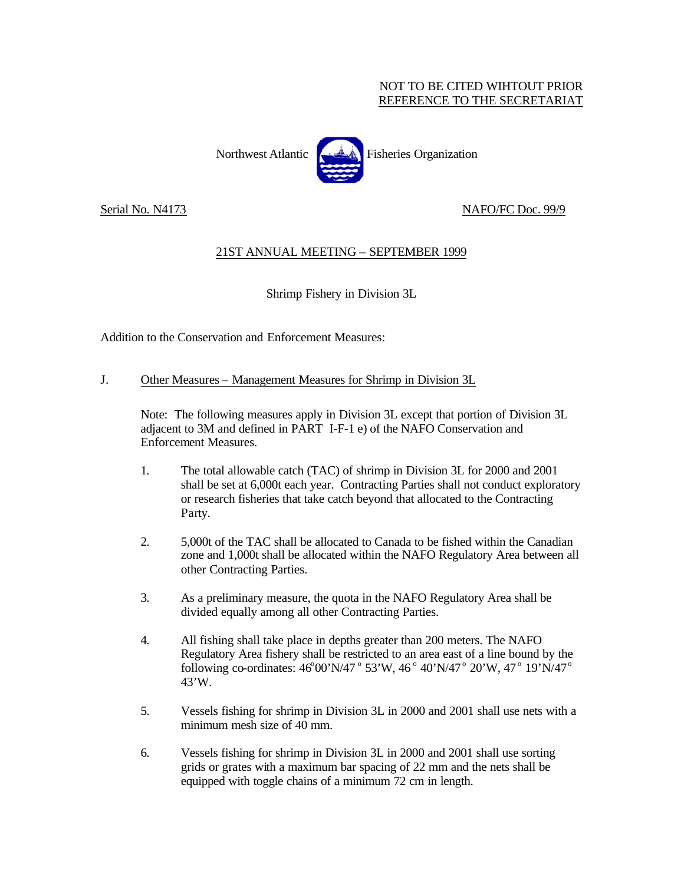NOT TO BE CITED WIHTOUT PRIOR
REFERENCE TO THE SECRETARIAT

Northwest Atlantic Fisheries Organization

Serial No. N4173 NAFO/FC Doc. 99/9

## 21ST ANNUAL MEETING – SEPTEMBER 1999

### Shrimp Fishery in Division 3L

Addition to the Conservation and Enforcement Measures:

J. Other Measures – Management Measures for Shrimp in Division 3L

Note: The following measures apply in Division 3L except that portion of Division 3L adjacent to 3M and defined in PART I-F-1 e) of the NAFO Conservation and Enforcement Measures.

1. The total allowable catch (TAC) of shrimp in Division 3L for 2000 and 2001 shall be set at 6,000t each year. Contracting Parties shall not conduct exploratory or research fisheries that take catch beyond that allocated to the Contracting Party.

2. 5,000t of the TAC shall be allocated to Canada to be fished within the Canadian zone and 1,000t shall be allocated within the NAFO Regulatory Area between all other Contracting Parties.

3. As a preliminary measure, the quota in the NAFO Regulatory Area shall be divided equally among all other Contracting Parties.

4. All fishing shall take place in depths greater than 200 meters. The NAFO Regulatory Area fishery shall be restricted to an area east of a line bound by the following co-ordinates: 46°00'N/47° 53'W, 46° 40'N/47° 20'W, 47° 19'N/47° 43'W.

5. Vessels fishing for shrimp in Division 3L in 2000 and 2001 shall use nets with a minimum mesh size of 40 mm.

6. Vessels fishing for shrimp in Division 3L in 2000 and 2001 shall use sorting grids or grates with a maximum bar spacing of 22 mm and the nets shall be equipped with toggle chains of a minimum 72 cm in length.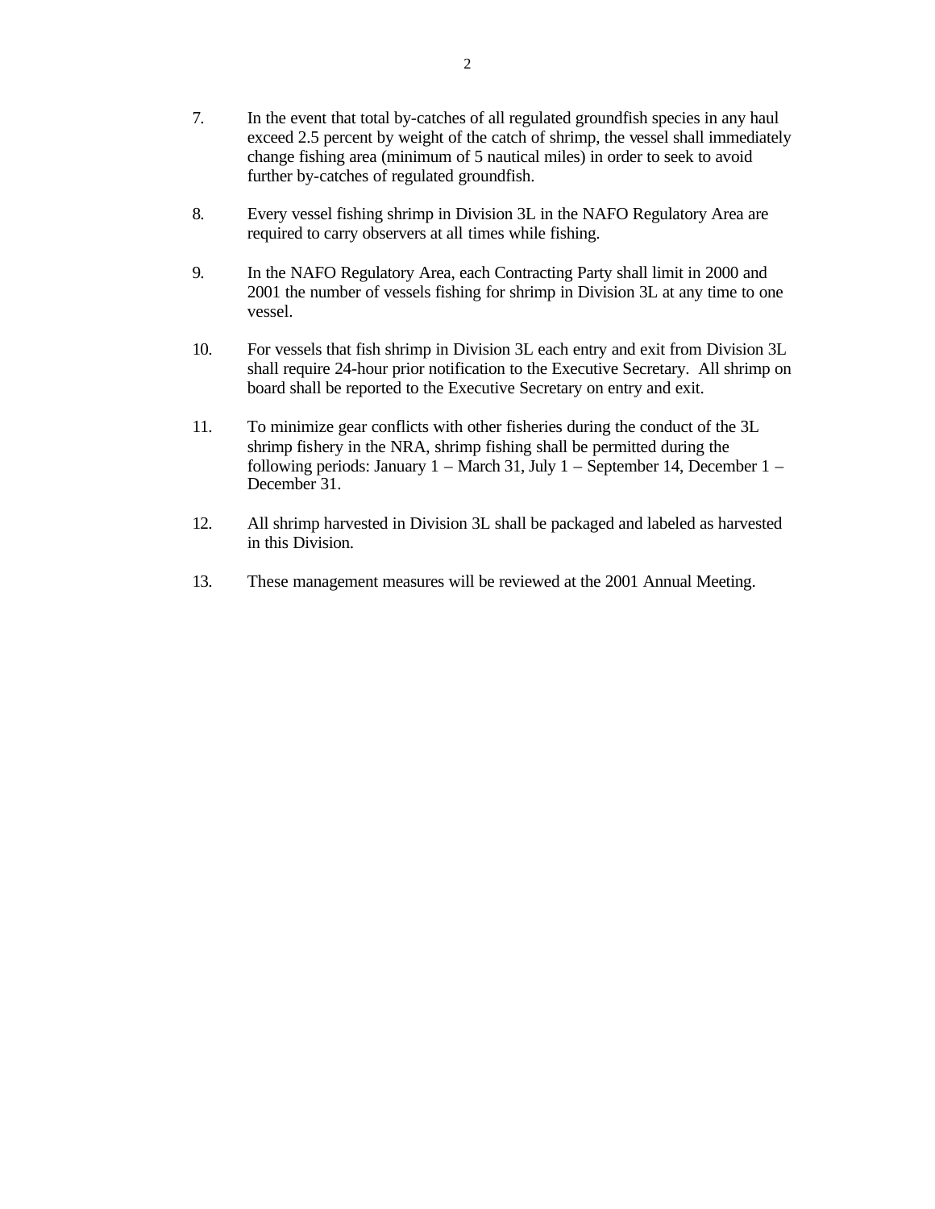7. In the event that total by-catches of all regulated groundfish species in any haul exceed 2.5 percent by weight of the catch of shrimp, the vessel shall immediately change fishing area (minimum of 5 nautical miles) in order to seek to avoid further by-catches of regulated groundfish.

8. Every vessel fishing shrimp in Division 3L in the NAFO Regulatory Area are required to carry observers at all times while fishing.

9. In the NAFO Regulatory Area, each Contracting Party shall limit in 2000 and 2001 the number of vessels fishing for shrimp in Division 3L at any time to one vessel.

10. For vessels that fish shrimp in Division 3L each entry and exit from Division 3L shall require 24-hour prior notification to the Executive Secretary. All shrimp on board shall be reported to the Executive Secretary on entry and exit.

11. To minimize gear conflicts with other fisheries during the conduct of the 3L shrimp fishery in the NRA, shrimp fishing shall be permitted during the following periods: January 1 – March 31, July 1 – September 14, December 1 – December 31.

12. All shrimp harvested in Division 3L shall be packaged and labeled as harvested in this Division.

13. These management measures will be reviewed at the 2001 Annual Meeting.